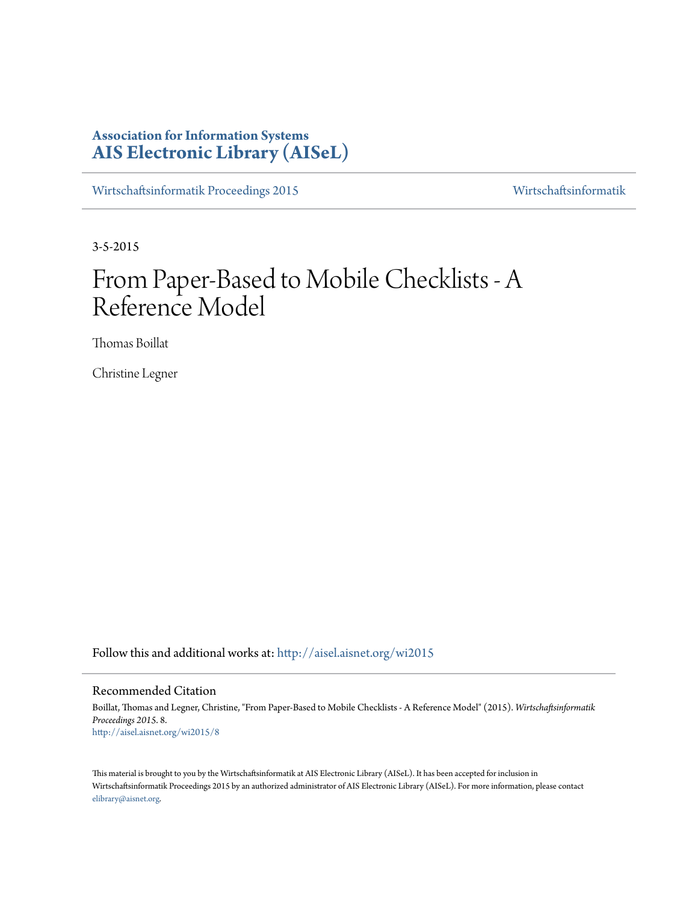**Association for Information Systems**
**AIS Electronic Library (AISeL)**

Wirtschaftsinformatik Proceedings 2015 | Wirtschaftsinformatik

3-5-2015

# From Paper-Based to Mobile Checklists - A Reference Model

Thomas Boillat

Christine Legner

Follow this and additional works at: http://aisel.aisnet.org/wi2015

## Recommended Citation

Boillat, Thomas and Legner, Christine, "From Paper-Based to Mobile Checklists - A Reference Model" (2015). *Wirtschaftsinformatik Proceedings 2015*. 8.
http://aisel.aisnet.org/wi2015/8

This material is brought to you by the Wirtschaftsinformatik at AIS Electronic Library (AISeL). It has been accepted for inclusion in Wirtschaftsinformatik Proceedings 2015 by an authorized administrator of AIS Electronic Library (AISeL). For more information, please contact elibrary@aisnet.org.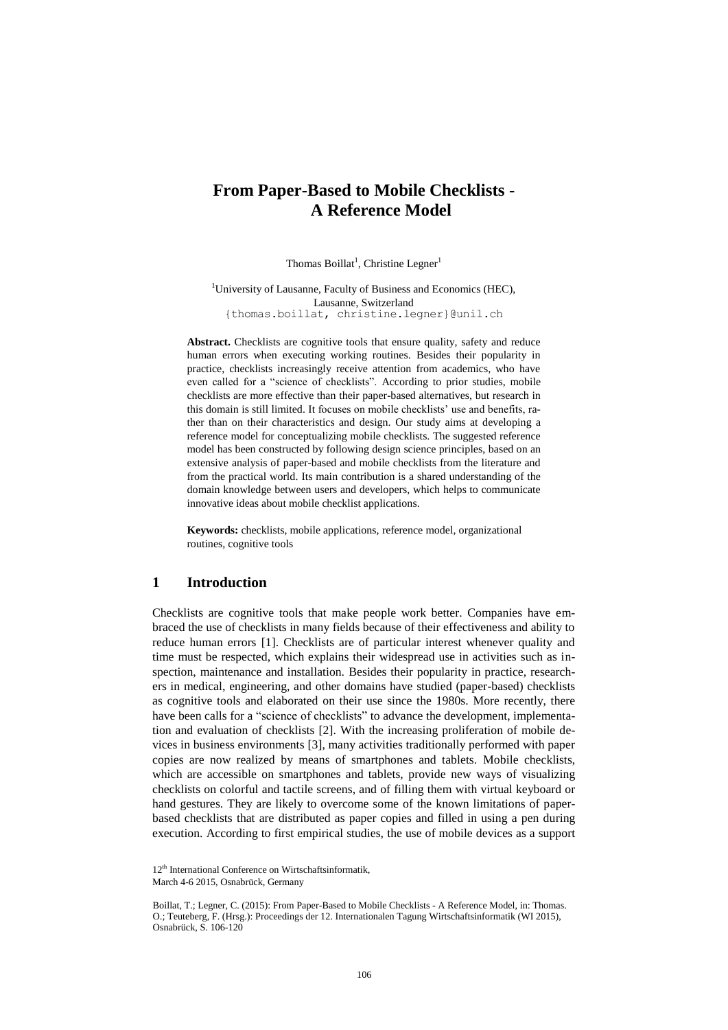# From Paper-Based to Mobile Checklists - A Reference Model

Thomas Boillat[1], Christine Legner[1]

[1]University of Lausanne, Faculty of Business and Economics (HEC), Lausanne, Switzerland
{thomas.boillat, christine.legner}@unil.ch

**Abstract.** Checklists are cognitive tools that ensure quality, safety and reduce human errors when executing working routines. Besides their popularity in practice, checklists increasingly receive attention from academics, who have even called for a "science of checklists". According to prior studies, mobile checklists are more effective than their paper-based alternatives, but research in this domain is still limited. It focuses on mobile checklists' use and benefits, rather than on their characteristics and design. Our study aims at developing a reference model for conceptualizing mobile checklists. The suggested reference model has been constructed by following design science principles, based on an extensive analysis of paper-based and mobile checklists from the literature and from the practical world. Its main contribution is a shared understanding of the domain knowledge between users and developers, which helps to communicate innovative ideas about mobile checklist applications.

**Keywords:** checklists, mobile applications, reference model, organizational routines, cognitive tools

## 1 Introduction

Checklists are cognitive tools that make people work better. Companies have embraced the use of checklists in many fields because of their effectiveness and ability to reduce human errors [1]. Checklists are of particular interest whenever quality and time must be respected, which explains their widespread use in activities such as inspection, maintenance and installation. Besides their popularity in practice, researchers in medical, engineering, and other domains have studied (paper-based) checklists as cognitive tools and elaborated on their use since the 1980s. More recently, there have been calls for a "science of checklists" to advance the development, implementation and evaluation of checklists [2]. With the increasing proliferation of mobile devices in business environments [3], many activities traditionally performed with paper copies are now realized by means of smartphones and tablets. Mobile checklists, which are accessible on smartphones and tablets, provide new ways of visualizing checklists on colorful and tactile screens, and of filling them with virtual keyboard or hand gestures. They are likely to overcome some of the known limitations of paper-based checklists that are distributed as paper copies and filled in using a pen during execution. According to first empirical studies, the use of mobile devices as a support

12th International Conference on Wirtschaftsinformatik,
March 4-6 2015, Osnabrück, Germany

Boillat, T.; Legner, C. (2015): From Paper-Based to Mobile Checklists - A Reference Model, in: Thomas. O.; Teuteberg, F. (Hrsg.): Proceedings der 12. Internationalen Tagung Wirtschaftsinformatik (WI 2015), Osnabrück, S. 106-120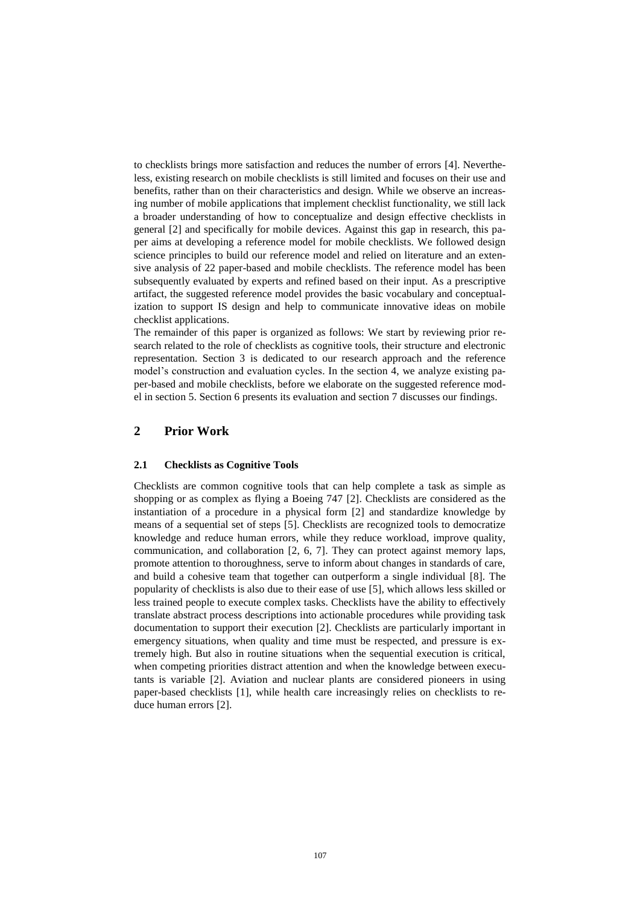to checklists brings more satisfaction and reduces the number of errors [4]. Nevertheless, existing research on mobile checklists is still limited and focuses on their use and benefits, rather than on their characteristics and design. While we observe an increasing number of mobile applications that implement checklist functionality, we still lack a broader understanding of how to conceptualize and design effective checklists in general [2] and specifically for mobile devices. Against this gap in research, this paper aims at developing a reference model for mobile checklists. We followed design science principles to build our reference model and relied on literature and an extensive analysis of 22 paper-based and mobile checklists. The reference model has been subsequently evaluated by experts and refined based on their input. As a prescriptive artifact, the suggested reference model provides the basic vocabulary and conceptualization to support IS design and help to communicate innovative ideas on mobile checklist applications.

The remainder of this paper is organized as follows: We start by reviewing prior research related to the role of checklists as cognitive tools, their structure and electronic representation. Section 3 is dedicated to our research approach and the reference model's construction and evaluation cycles. In the section 4, we analyze existing paper-based and mobile checklists, before we elaborate on the suggested reference model in section 5. Section 6 presents its evaluation and section 7 discusses our findings.

## 2 Prior Work

### 2.1 Checklists as Cognitive Tools

Checklists are common cognitive tools that can help complete a task as simple as shopping or as complex as flying a Boeing 747 [2]. Checklists are considered as the instantiation of a procedure in a physical form [2] and standardize knowledge by means of a sequential set of steps [5]. Checklists are recognized tools to democratize knowledge and reduce human errors, while they reduce workload, improve quality, communication, and collaboration [2, 6, 7]. They can protect against memory laps, promote attention to thoroughness, serve to inform about changes in standards of care, and build a cohesive team that together can outperform a single individual [8]. The popularity of checklists is also due to their ease of use [5], which allows less skilled or less trained people to execute complex tasks. Checklists have the ability to effectively translate abstract process descriptions into actionable procedures while providing task documentation to support their execution [2]. Checklists are particularly important in emergency situations, when quality and time must be respected, and pressure is extremely high. But also in routine situations when the sequential execution is critical, when competing priorities distract attention and when the knowledge between executants is variable [2]. Aviation and nuclear plants are considered pioneers in using paper-based checklists [1], while health care increasingly relies on checklists to reduce human errors [2].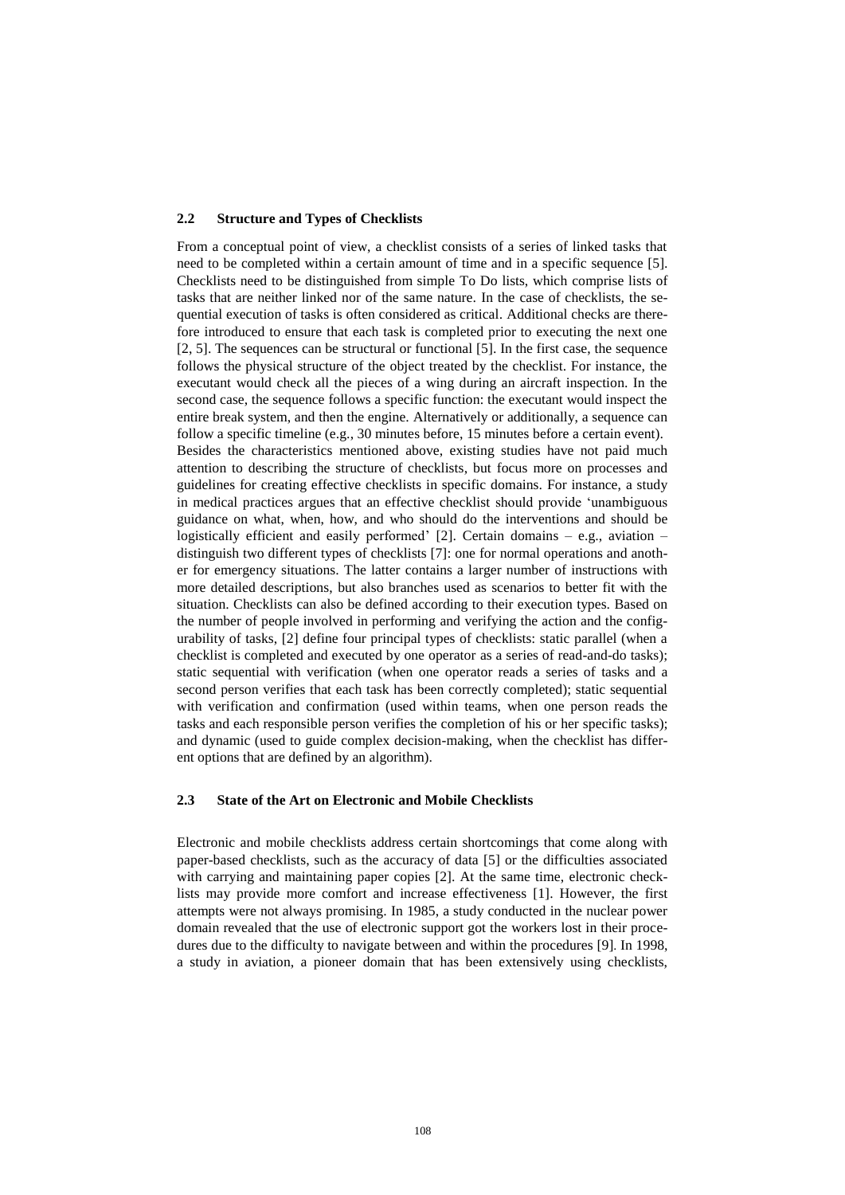### 2.2 Structure and Types of Checklists

From a conceptual point of view, a checklist consists of a series of linked tasks that need to be completed within a certain amount of time and in a specific sequence [5]. Checklists need to be distinguished from simple To Do lists, which comprise lists of tasks that are neither linked nor of the same nature. In the case of checklists, the sequential execution of tasks is often considered as critical. Additional checks are therefore introduced to ensure that each task is completed prior to executing the next one [2, 5]. The sequences can be structural or functional [5]. In the first case, the sequence follows the physical structure of the object treated by the checklist. For instance, the executant would check all the pieces of a wing during an aircraft inspection. In the second case, the sequence follows a specific function: the executant would inspect the entire break system, and then the engine. Alternatively or additionally, a sequence can follow a specific timeline (e.g., 30 minutes before, 15 minutes before a certain event).

Besides the characteristics mentioned above, existing studies have not paid much attention to describing the structure of checklists, but focus more on processes and guidelines for creating effective checklists in specific domains. For instance, a study in medical practices argues that an effective checklist should provide 'unambiguous guidance on what, when, how, and who should do the interventions and should be logistically efficient and easily performed' [2]. Certain domains – e.g., aviation – distinguish two different types of checklists [7]: one for normal operations and another for emergency situations. The latter contains a larger number of instructions with more detailed descriptions, but also branches used as scenarios to better fit with the situation. Checklists can also be defined according to their execution types. Based on the number of people involved in performing and verifying the action and the configurability of tasks, [2] define four principal types of checklists: static parallel (when a checklist is completed and executed by one operator as a series of read-and-do tasks); static sequential with verification (when one operator reads a series of tasks and a second person verifies that each task has been correctly completed); static sequential with verification and confirmation (used within teams, when one person reads the tasks and each responsible person verifies the completion of his or her specific tasks); and dynamic (used to guide complex decision-making, when the checklist has different options that are defined by an algorithm).

### 2.3 State of the Art on Electronic and Mobile Checklists

Electronic and mobile checklists address certain shortcomings that come along with paper-based checklists, such as the accuracy of data [5] or the difficulties associated with carrying and maintaining paper copies [2]. At the same time, electronic checklists may provide more comfort and increase effectiveness [1]. However, the first attempts were not always promising. In 1985, a study conducted in the nuclear power domain revealed that the use of electronic support got the workers lost in their procedures due to the difficulty to navigate between and within the procedures [9]. In 1998, a study in aviation, a pioneer domain that has been extensively using checklists,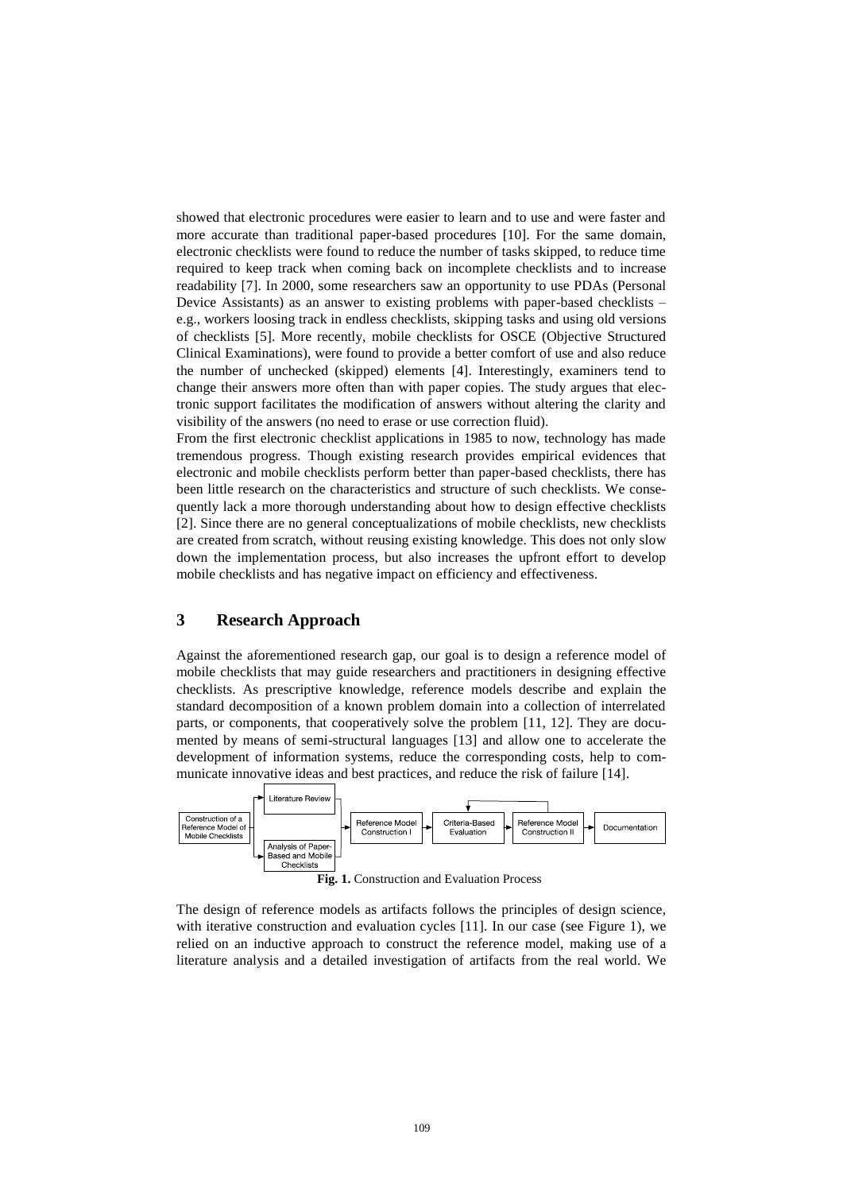showed that electronic procedures were easier to learn and to use and were faster and more accurate than traditional paper-based procedures [10]. For the same domain, electronic checklists were found to reduce the number of tasks skipped, to reduce time required to keep track when coming back on incomplete checklists and to increase readability [7]. In 2000, some researchers saw an opportunity to use PDAs (Personal Device Assistants) as an answer to existing problems with paper-based checklists – e.g., workers loosing track in endless checklists, skipping tasks and using old versions of checklists [5]. More recently, mobile checklists for OSCE (Objective Structured Clinical Examinations), were found to provide a better comfort of use and also reduce the number of unchecked (skipped) elements [4]. Interestingly, examiners tend to change their answers more often than with paper copies. The study argues that electronic support facilitates the modification of answers without altering the clarity and visibility of the answers (no need to erase or use correction fluid).

From the first electronic checklist applications in 1985 to now, technology has made tremendous progress. Though existing research provides empirical evidences that electronic and mobile checklists perform better than paper-based checklists, there has been little research on the characteristics and structure of such checklists. We consequently lack a more thorough understanding about how to design effective checklists [2]. Since there are no general conceptualizations of mobile checklists, new checklists are created from scratch, without reusing existing knowledge. This does not only slow down the implementation process, but also increases the upfront effort to develop mobile checklists and has negative impact on efficiency and effectiveness.

## 3 Research Approach

Against the aforementioned research gap, our goal is to design a reference model of mobile checklists that may guide researchers and practitioners in designing effective checklists. As prescriptive knowledge, reference models describe and explain the standard decomposition of a known problem domain into a collection of interrelated parts, or components, that cooperatively solve the problem [11, 12]. They are documented by means of semi-structural languages [13] and allow one to accelerate the development of information systems, reduce the corresponding costs, help to communicate innovative ideas and best practices, and reduce the risk of failure [14].

Construction of a Reference Model of Mobile Checklists → Literature Review / Analysis of Paper-Based and Mobile Checklists → Reference Model Construction I → Criteria-Based Evaluation → Reference Model Construction II → Documentation

**Fig. 1.** Construction and Evaluation Process

The design of reference models as artifacts follows the principles of design science, with iterative construction and evaluation cycles [11]. In our case (see Figure 1), we relied on an inductive approach to construct the reference model, making use of a literature analysis and a detailed investigation of artifacts from the real world. We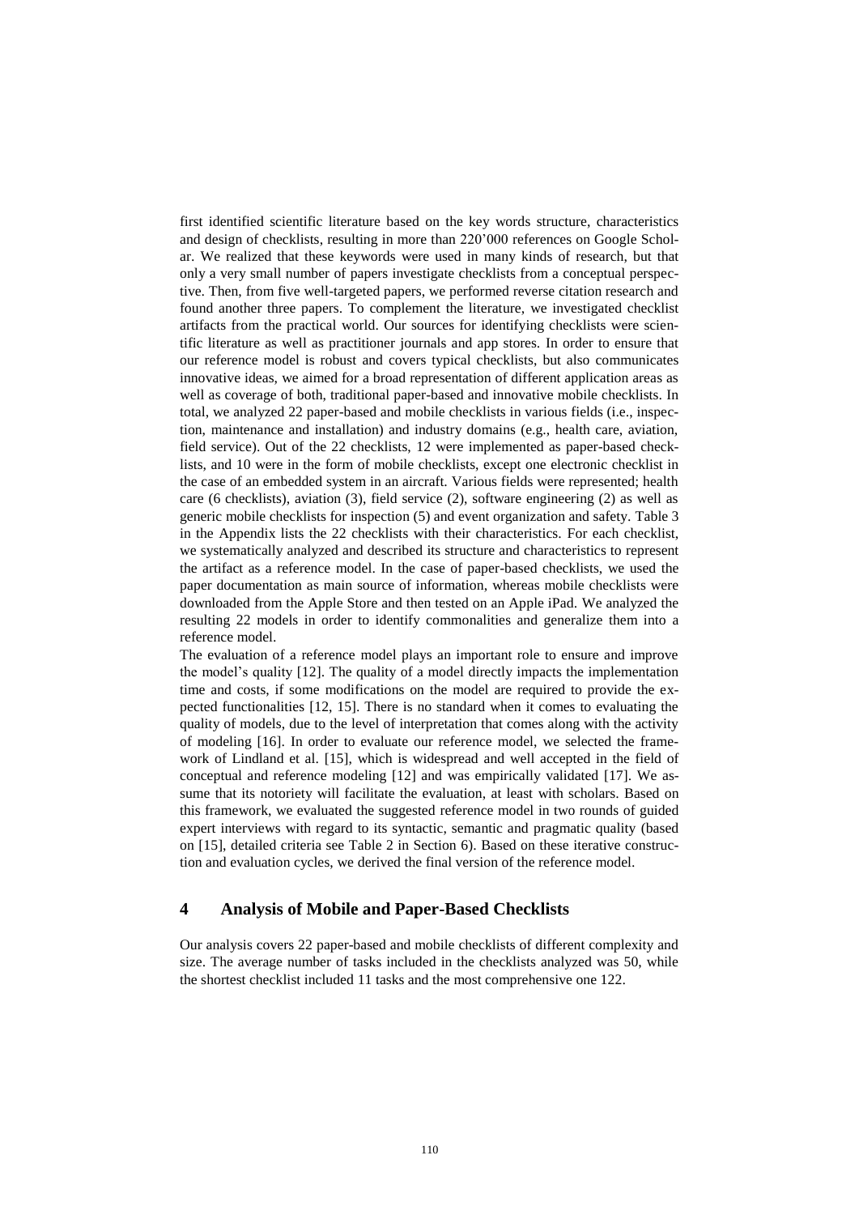first identified scientific literature based on the key words structure, characteristics and design of checklists, resulting in more than 220'000 references on Google Scholar. We realized that these keywords were used in many kinds of research, but that only a very small number of papers investigate checklists from a conceptual perspective. Then, from five well-targeted papers, we performed reverse citation research and found another three papers. To complement the literature, we investigated checklist artifacts from the practical world. Our sources for identifying checklists were scientific literature as well as practitioner journals and app stores. In order to ensure that our reference model is robust and covers typical checklists, but also communicates innovative ideas, we aimed for a broad representation of different application areas as well as coverage of both, traditional paper-based and innovative mobile checklists. In total, we analyzed 22 paper-based and mobile checklists in various fields (i.e., inspection, maintenance and installation) and industry domains (e.g., health care, aviation, field service). Out of the 22 checklists, 12 were implemented as paper-based checklists, and 10 were in the form of mobile checklists, except one electronic checklist in the case of an embedded system in an aircraft. Various fields were represented; health care (6 checklists), aviation (3), field service (2), software engineering (2) as well as generic mobile checklists for inspection (5) and event organization and safety. Table 3 in the Appendix lists the 22 checklists with their characteristics. For each checklist, we systematically analyzed and described its structure and characteristics to represent the artifact as a reference model. In the case of paper-based checklists, we used the paper documentation as main source of information, whereas mobile checklists were downloaded from the Apple Store and then tested on an Apple iPad. We analyzed the resulting 22 models in order to identify commonalities and generalize them into a reference model.

The evaluation of a reference model plays an important role to ensure and improve the model's quality [12]. The quality of a model directly impacts the implementation time and costs, if some modifications on the model are required to provide the expected functionalities [12, 15]. There is no standard when it comes to evaluating the quality of models, due to the level of interpretation that comes along with the activity of modeling [16]. In order to evaluate our reference model, we selected the framework of Lindland et al. [15], which is widespread and well accepted in the field of conceptual and reference modeling [12] and was empirically validated [17]. We assume that its notoriety will facilitate the evaluation, at least with scholars. Based on this framework, we evaluated the suggested reference model in two rounds of guided expert interviews with regard to its syntactic, semantic and pragmatic quality (based on [15], detailed criteria see Table 2 in Section 6). Based on these iterative construction and evaluation cycles, we derived the final version of the reference model.

## 4 Analysis of Mobile and Paper-Based Checklists

Our analysis covers 22 paper-based and mobile checklists of different complexity and size. The average number of tasks included in the checklists analyzed was 50, while the shortest checklist included 11 tasks and the most comprehensive one 122.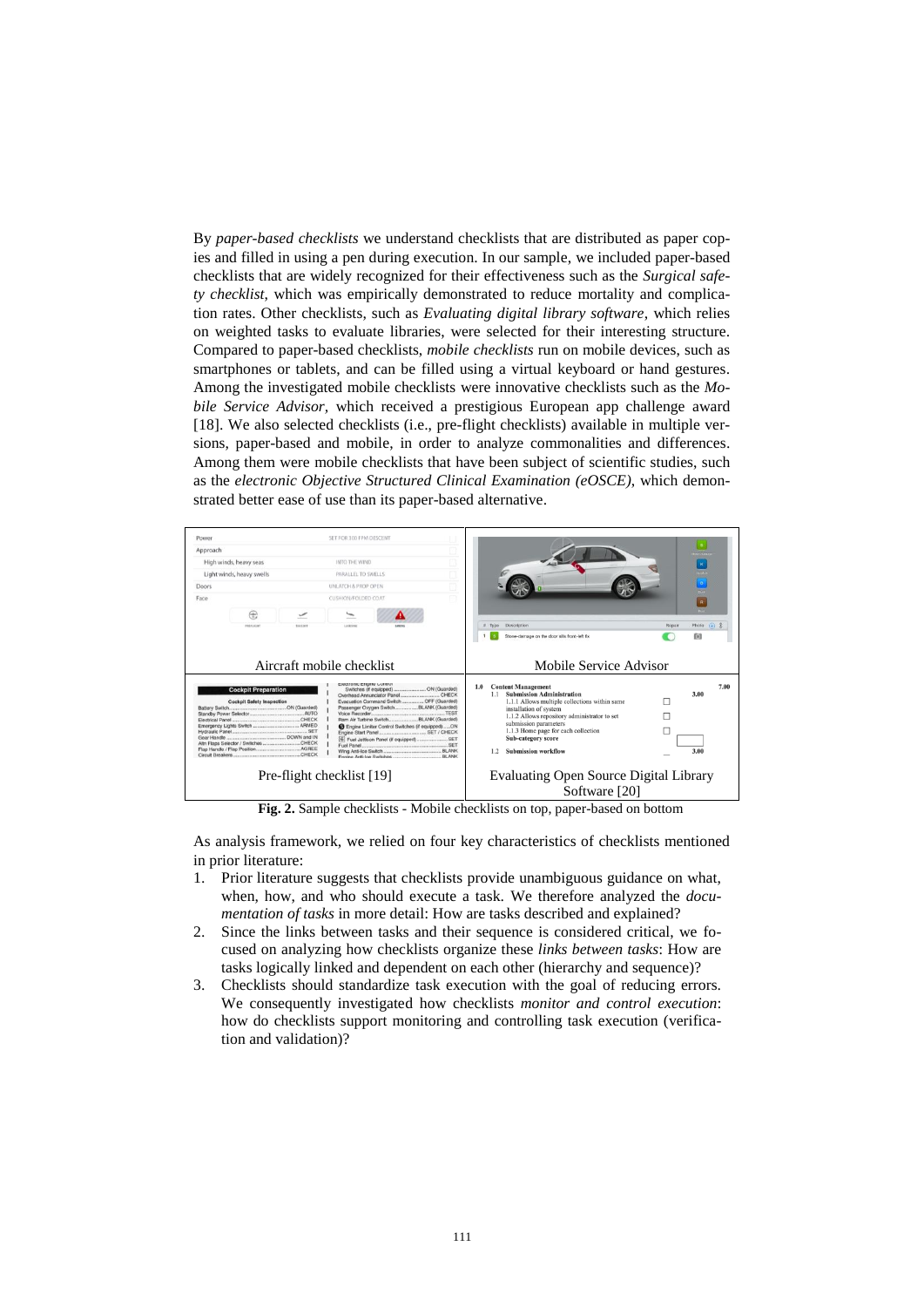By *paper-based checklists* we understand checklists that are distributed as paper copies and filled in using a pen during execution. In our sample, we included paper-based checklists that are widely recognized for their effectiveness such as the *Surgical safety checklist*, which was empirically demonstrated to reduce mortality and complication rates. Other checklists, such as *Evaluating digital library software*, which relies on weighted tasks to evaluate libraries, were selected for their interesting structure. Compared to paper-based checklists, *mobile checklists* run on mobile devices, such as smartphones or tablets, and can be filled using a virtual keyboard or hand gestures. Among the investigated mobile checklists were innovative checklists such as the *Mobile Service Advisor*, which received a prestigious European app challenge award [18]. We also selected checklists (i.e., pre-flight checklists) available in multiple versions, paper-based and mobile, in order to analyze commonalities and differences. Among them were mobile checklists that have been subject of scientific studies, such as the *electronic Objective Structured Clinical Examination (eOSCE)*, which demonstrated better ease of use than its paper-based alternative.

| Aircraft mobile checklist | Mobile Service Advisor |
|---|---|
| Pre-flight checklist [19] | Evaluating Open Source Digital Library Software [20] |

**Fig. 2.** Sample checklists - Mobile checklists on top, paper-based on bottom

As analysis framework, we relied on four key characteristics of checklists mentioned in prior literature:

1. Prior literature suggests that checklists provide unambiguous guidance on what, when, how, and who should execute a task. We therefore analyzed the *documentation of tasks* in more detail: How are tasks described and explained?
2. Since the links between tasks and their sequence is considered critical, we focused on analyzing how checklists organize these *links between tasks*: How are tasks logically linked and dependent on each other (hierarchy and sequence)?
3. Checklists should standardize task execution with the goal of reducing errors. We consequently investigated how checklists *monitor and control execution*: how do checklists support monitoring and controlling task execution (verification and validation)?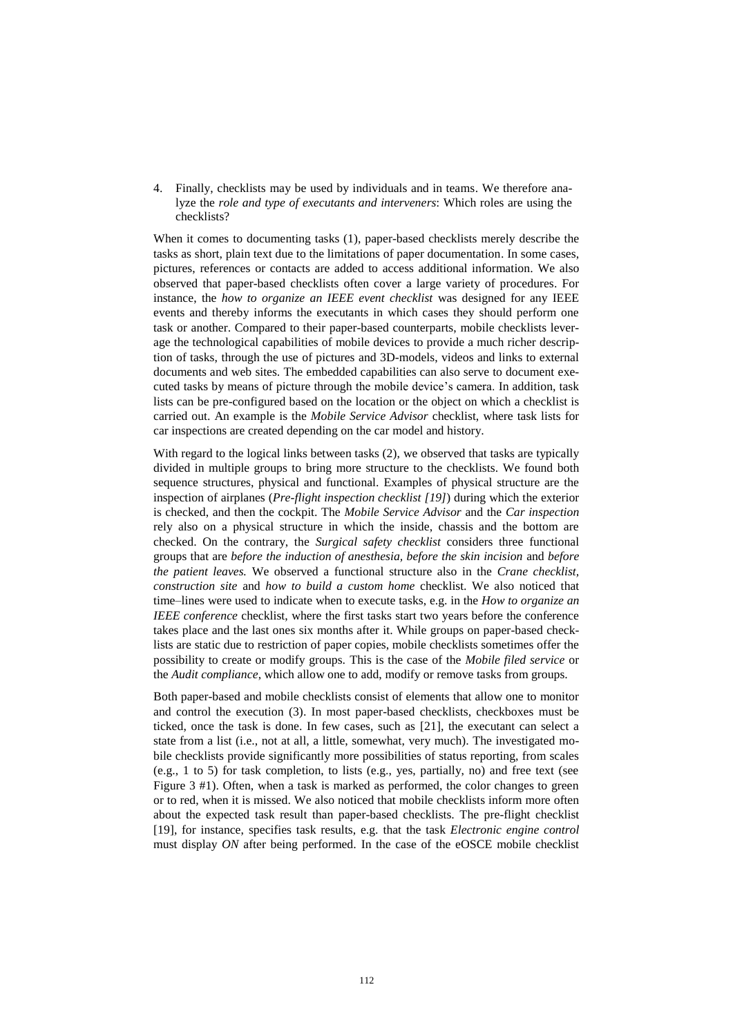4. Finally, checklists may be used by individuals and in teams. We therefore analyze the *role and type of executants and interveners*: Which roles are using the checklists?

When it comes to documenting tasks (1), paper-based checklists merely describe the tasks as short, plain text due to the limitations of paper documentation. In some cases, pictures, references or contacts are added to access additional information. We also observed that paper-based checklists often cover a large variety of procedures. For instance, the *how to organize an IEEE event checklist* was designed for any IEEE events and thereby informs the executants in which cases they should perform one task or another. Compared to their paper-based counterparts, mobile checklists leverage the technological capabilities of mobile devices to provide a much richer description of tasks, through the use of pictures and 3D-models, videos and links to external documents and web sites. The embedded capabilities can also serve to document executed tasks by means of picture through the mobile device's camera. In addition, task lists can be pre-configured based on the location or the object on which a checklist is carried out. An example is the *Mobile Service Advisor* checklist, where task lists for car inspections are created depending on the car model and history.

With regard to the logical links between tasks (2), we observed that tasks are typically divided in multiple groups to bring more structure to the checklists. We found both sequence structures, physical and functional. Examples of physical structure are the inspection of airplanes (*Pre-flight inspection checklist [19]*) during which the exterior is checked, and then the cockpit. The *Mobile Service Advisor* and the *Car inspection* rely also on a physical structure in which the inside, chassis and the bottom are checked. On the contrary, the *Surgical safety checklist* considers three functional groups that are *before the induction of anesthesia*, *before the skin incision* and *before the patient leaves.* We observed a functional structure also in the *Crane checklist, construction site* and *how to build a custom home* checklist. We also noticed that time–lines were used to indicate when to execute tasks, e.g. in the *How to organize an IEEE conference* checklist, where the first tasks start two years before the conference takes place and the last ones six months after it. While groups on paper-based checklists are static due to restriction of paper copies, mobile checklists sometimes offer the possibility to create or modify groups. This is the case of the *Mobile filed service* or the *Audit compliance*, which allow one to add, modify or remove tasks from groups.

Both paper-based and mobile checklists consist of elements that allow one to monitor and control the execution (3). In most paper-based checklists, checkboxes must be ticked, once the task is done. In few cases, such as [21], the executant can select a state from a list (i.e., not at all, a little, somewhat, very much). The investigated mobile checklists provide significantly more possibilities of status reporting, from scales (e.g., 1 to 5) for task completion, to lists (e.g., yes, partially, no) and free text (see Figure 3 #1). Often, when a task is marked as performed, the color changes to green or to red, when it is missed. We also noticed that mobile checklists inform more often about the expected task result than paper-based checklists. The pre-flight checklist [19], for instance, specifies task results, e.g. that the task *Electronic engine control* must display *ON* after being performed. In the case of the eOSCE mobile checklist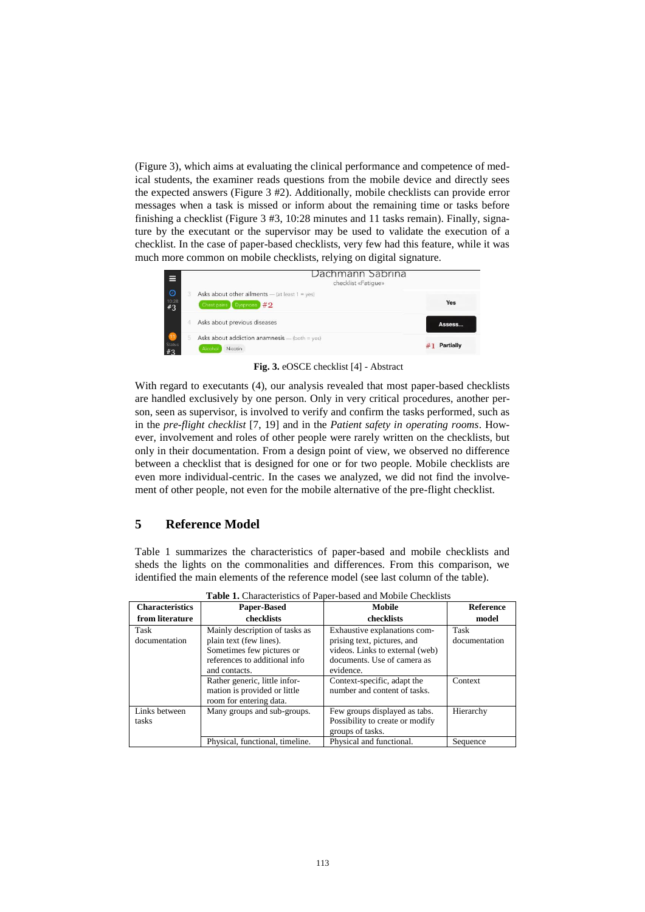(Figure 3), which aims at evaluating the clinical performance and competence of medical students, the examiner reads questions from the mobile device and directly sees the expected answers (Figure 3 #2). Additionally, mobile checklists can provide error messages when a task is missed or inform about the remaining time or tasks before finishing a checklist (Figure 3 #3, 10:28 minutes and 11 tasks remain). Finally, signature by the executant or the supervisor may be used to validate the execution of a checklist. In the case of paper-based checklists, very few had this feature, while it was much more common on mobile checklists, relying on digital signature.

**Fig. 3.** eOSCE checklist [4] - Abstract

With regard to executants (4), our analysis revealed that most paper-based checklists are handled exclusively by one person. Only in very critical procedures, another person, seen as supervisor, is involved to verify and confirm the tasks performed, such as in the *pre-flight checklist* [7, 19] and in the *Patient safety in operating rooms*. However, involvement and roles of other people were rarely written on the checklists, but only in their documentation. From a design point of view, we observed no difference between a checklist that is designed for one or for two people. Mobile checklists are even more individual-centric. In the cases we analyzed, we did not find the involvement of other people, not even for the mobile alternative of the pre-flight checklist.

## 5 Reference Model

Table 1 summarizes the characteristics of paper-based and mobile checklists and sheds the lights on the commonalities and differences. From this comparison, we identified the main elements of the reference model (see last column of the table).

**Table 1.** Characteristics of Paper-based and Mobile Checklists

| Characteristics from literature | Paper-Based checklists | Mobile checklists | Reference model |
|---|---|---|---|
| Task documentation | Mainly description of tasks as plain text (few lines). Sometimes few pictures or references to additional info and contacts. | Exhaustive explanations comprising text, pictures, and videos. Links to external (web) documents. Use of camera as evidence. | Task documentation |
| | Rather generic, little information is provided or little room for entering data. | Context-specific, adapt the number and content of tasks. | Context |
| Links between tasks | Many groups and sub-groups. | Few groups displayed as tabs. Possibility to create or modify groups of tasks. | Hierarchy |
| | Physical, functional, timeline. | Physical and functional. | Sequence |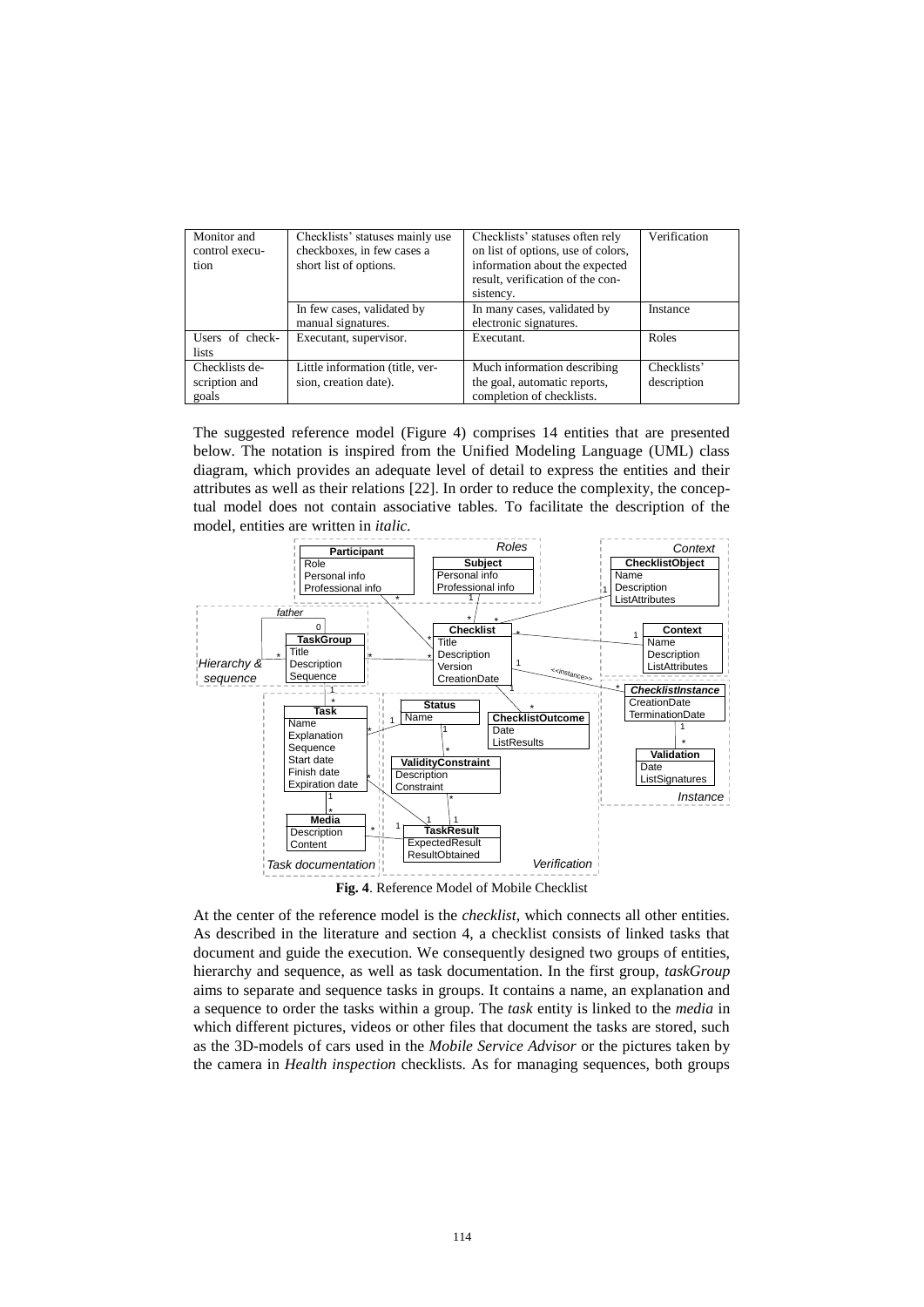| Monitor and control execution | Checklists' statuses mainly use checkboxes, in few cases a short list of options. | Checklists' statuses often rely on list of options, use of colors, information about the expected result, verification of the consistency. | Verification |
|---|---|---|---|
| | In few cases, validated by manual signatures. | In many cases, validated by electronic signatures. | Instance |
| Users of checklists | Executant, supervisor. | Executant. | Roles |
| Checklists description and goals | Little information (title, version, creation date). | Much information describing the goal, automatic reports, completion of checklists. | Checklists' description |

The suggested reference model (Figure 4) comprises 14 entities that are presented below. The notation is inspired from the Unified Modeling Language (UML) class diagram, which provides an adequate level of detail to express the entities and their attributes as well as their relations [22]. In order to reduce the complexity, the conceptual model does not contain associative tables. To facilitate the description of the model, entities are written in *italic*.

**Fig. 4**. Reference Model of Mobile Checklist

At the center of the reference model is the *checklist*, which connects all other entities. As described in the literature and section 4, a checklist consists of linked tasks that document and guide the execution. We consequently designed two groups of entities, hierarchy and sequence, as well as task documentation. In the first group, *taskGroup* aims to separate and sequence tasks in groups. It contains a name, an explanation and a sequence to order the tasks within a group. The *task* entity is linked to the *media* in which different pictures, videos or other files that document the tasks are stored, such as the 3D-models of cars used in the *Mobile Service Advisor* or the pictures taken by the camera in *Health inspection* checklists. As for managing sequences, both groups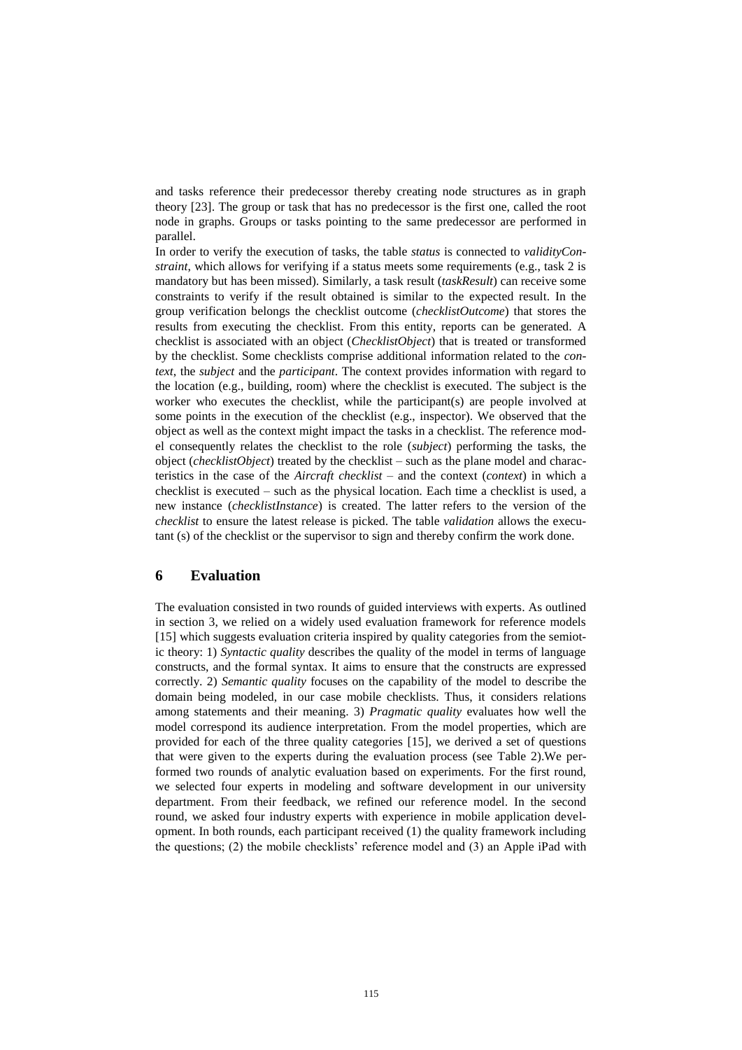and tasks reference their predecessor thereby creating node structures as in graph theory [23]. The group or task that has no predecessor is the first one, called the root node in graphs. Groups or tasks pointing to the same predecessor are performed in parallel.

In order to verify the execution of tasks, the table *status* is connected to *validityConstraint*, which allows for verifying if a status meets some requirements (e.g., task 2 is mandatory but has been missed). Similarly, a task result (*taskResult*) can receive some constraints to verify if the result obtained is similar to the expected result. In the group verification belongs the checklist outcome (*checklistOutcome*) that stores the results from executing the checklist. From this entity, reports can be generated. A checklist is associated with an object (*ChecklistObject*) that is treated or transformed by the checklist. Some checklists comprise additional information related to the *context*, the *subject* and the *participant*. The context provides information with regard to the location (e.g., building, room) where the checklist is executed. The subject is the worker who executes the checklist, while the participant(s) are people involved at some points in the execution of the checklist (e.g., inspector). We observed that the object as well as the context might impact the tasks in a checklist. The reference model consequently relates the checklist to the role (*subject*) performing the tasks, the object (*checklistObject*) treated by the checklist – such as the plane model and characteristics in the case of the *Aircraft checklist* – and the context (*context*) in which a checklist is executed – such as the physical location. Each time a checklist is used, a new instance (*checklistInstance*) is created. The latter refers to the version of the *checklist* to ensure the latest release is picked. The table *validation* allows the executant (s) of the checklist or the supervisor to sign and thereby confirm the work done.

## 6 Evaluation

The evaluation consisted in two rounds of guided interviews with experts. As outlined in section 3, we relied on a widely used evaluation framework for reference models [15] which suggests evaluation criteria inspired by quality categories from the semiotic theory: 1) *Syntactic quality* describes the quality of the model in terms of language constructs, and the formal syntax. It aims to ensure that the constructs are expressed correctly. 2) *Semantic quality* focuses on the capability of the model to describe the domain being modeled, in our case mobile checklists. Thus, it considers relations among statements and their meaning. 3) *Pragmatic quality* evaluates how well the model correspond its audience interpretation. From the model properties, which are provided for each of the three quality categories [15], we derived a set of questions that were given to the experts during the evaluation process (see Table 2).We performed two rounds of analytic evaluation based on experiments. For the first round, we selected four experts in modeling and software development in our university department. From their feedback, we refined our reference model. In the second round, we asked four industry experts with experience in mobile application development. In both rounds, each participant received (1) the quality framework including the questions; (2) the mobile checklists' reference model and (3) an Apple iPad with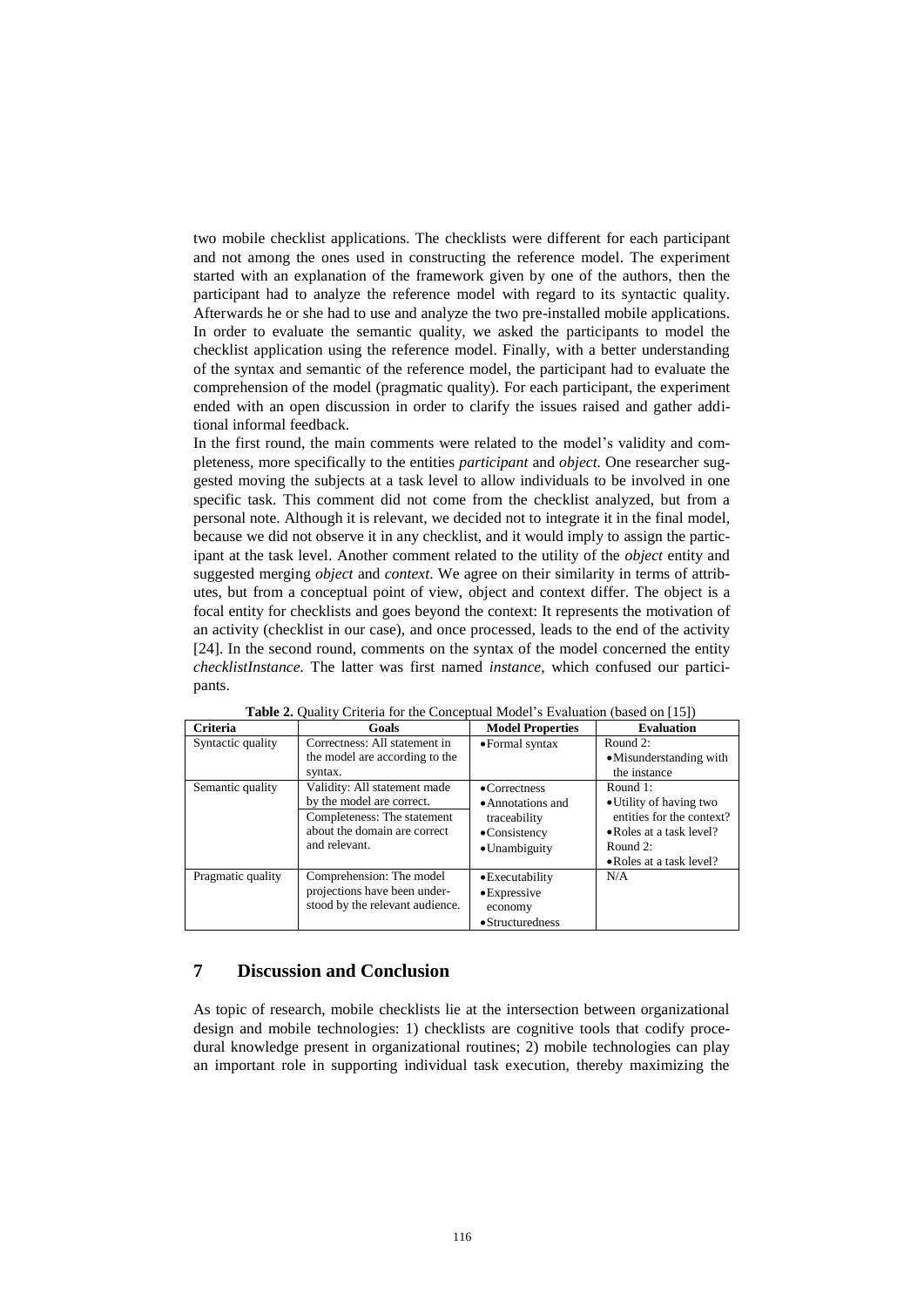two mobile checklist applications. The checklists were different for each participant and not among the ones used in constructing the reference model. The experiment started with an explanation of the framework given by one of the authors, then the participant had to analyze the reference model with regard to its syntactic quality. Afterwards he or she had to use and analyze the two pre-installed mobile applications. In order to evaluate the semantic quality, we asked the participants to model the checklist application using the reference model. Finally, with a better understanding of the syntax and semantic of the reference model, the participant had to evaluate the comprehension of the model (pragmatic quality). For each participant, the experiment ended with an open discussion in order to clarify the issues raised and gather additional informal feedback.

In the first round, the main comments were related to the model's validity and completeness, more specifically to the entities *participant* and *object.* One researcher suggested moving the subjects at a task level to allow individuals to be involved in one specific task. This comment did not come from the checklist analyzed, but from a personal note. Although it is relevant, we decided not to integrate it in the final model, because we did not observe it in any checklist, and it would imply to assign the participant at the task level. Another comment related to the utility of the *object* entity and suggested merging *object* and *context*. We agree on their similarity in terms of attributes, but from a conceptual point of view, object and context differ. The object is a focal entity for checklists and goes beyond the context: It represents the motivation of an activity (checklist in our case), and once processed, leads to the end of the activity [24]. In the second round, comments on the syntax of the model concerned the entity *checklistInstance*. The latter was first named *instance*, which confused our participants.

**Table 2.** Quality Criteria for the Conceptual Model's Evaluation (based on [15])

| Criteria | Goals | Model Properties | Evaluation |
|---|---|---|---|
| Syntactic quality | Correctness: All statement in the model are according to the syntax. | • Formal syntax | Round 2:<br>• Misunderstanding with the instance |
| Semantic quality | Validity: All statement made by the model are correct.<br>Completeness: The statement about the domain are correct and relevant. | • Correctness<br>• Annotations and traceability<br>• Consistency<br>• Unambiguity | Round 1:<br>• Utility of having two entities for the context?<br>• Roles at a task level?<br>Round 2:<br>• Roles at a task level? |
| Pragmatic quality | Comprehension: The model projections have been understood by the relevant audience. | • Executability<br>• Expressive economy<br>• Structuredness | N/A |

## 7 Discussion and Conclusion

As topic of research, mobile checklists lie at the intersection between organizational design and mobile technologies: 1) checklists are cognitive tools that codify procedural knowledge present in organizational routines; 2) mobile technologies can play an important role in supporting individual task execution, thereby maximizing the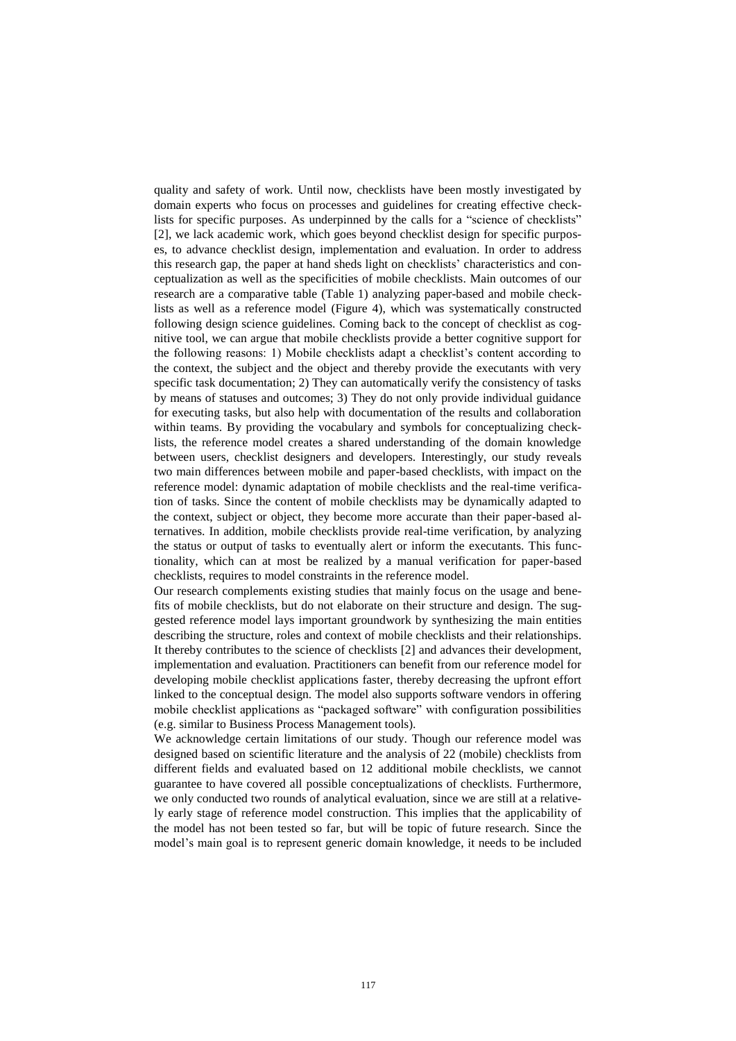quality and safety of work. Until now, checklists have been mostly investigated by domain experts who focus on processes and guidelines for creating effective checklists for specific purposes. As underpinned by the calls for a "science of checklists" [2], we lack academic work, which goes beyond checklist design for specific purposes, to advance checklist design, implementation and evaluation. In order to address this research gap, the paper at hand sheds light on checklists' characteristics and conceptualization as well as the specificities of mobile checklists. Main outcomes of our research are a comparative table (Table 1) analyzing paper-based and mobile checklists as well as a reference model (Figure 4), which was systematically constructed following design science guidelines. Coming back to the concept of checklist as cognitive tool, we can argue that mobile checklists provide a better cognitive support for the following reasons: 1) Mobile checklists adapt a checklist's content according to the context, the subject and the object and thereby provide the executants with very specific task documentation; 2) They can automatically verify the consistency of tasks by means of statuses and outcomes; 3) They do not only provide individual guidance for executing tasks, but also help with documentation of the results and collaboration within teams. By providing the vocabulary and symbols for conceptualizing checklists, the reference model creates a shared understanding of the domain knowledge between users, checklist designers and developers. Interestingly, our study reveals two main differences between mobile and paper-based checklists, with impact on the reference model: dynamic adaptation of mobile checklists and the real-time verification of tasks. Since the content of mobile checklists may be dynamically adapted to the context, subject or object, they become more accurate than their paper-based alternatives. In addition, mobile checklists provide real-time verification, by analyzing the status or output of tasks to eventually alert or inform the executants. This functionality, which can at most be realized by a manual verification for paper-based checklists, requires to model constraints in the reference model.

Our research complements existing studies that mainly focus on the usage and benefits of mobile checklists, but do not elaborate on their structure and design. The suggested reference model lays important groundwork by synthesizing the main entities describing the structure, roles and context of mobile checklists and their relationships. It thereby contributes to the science of checklists [2] and advances their development, implementation and evaluation. Practitioners can benefit from our reference model for developing mobile checklist applications faster, thereby decreasing the upfront effort linked to the conceptual design. The model also supports software vendors in offering mobile checklist applications as "packaged software" with configuration possibilities (e.g. similar to Business Process Management tools).

We acknowledge certain limitations of our study. Though our reference model was designed based on scientific literature and the analysis of 22 (mobile) checklists from different fields and evaluated based on 12 additional mobile checklists, we cannot guarantee to have covered all possible conceptualizations of checklists. Furthermore, we only conducted two rounds of analytical evaluation, since we are still at a relatively early stage of reference model construction. This implies that the applicability of the model has not been tested so far, but will be topic of future research. Since the model's main goal is to represent generic domain knowledge, it needs to be included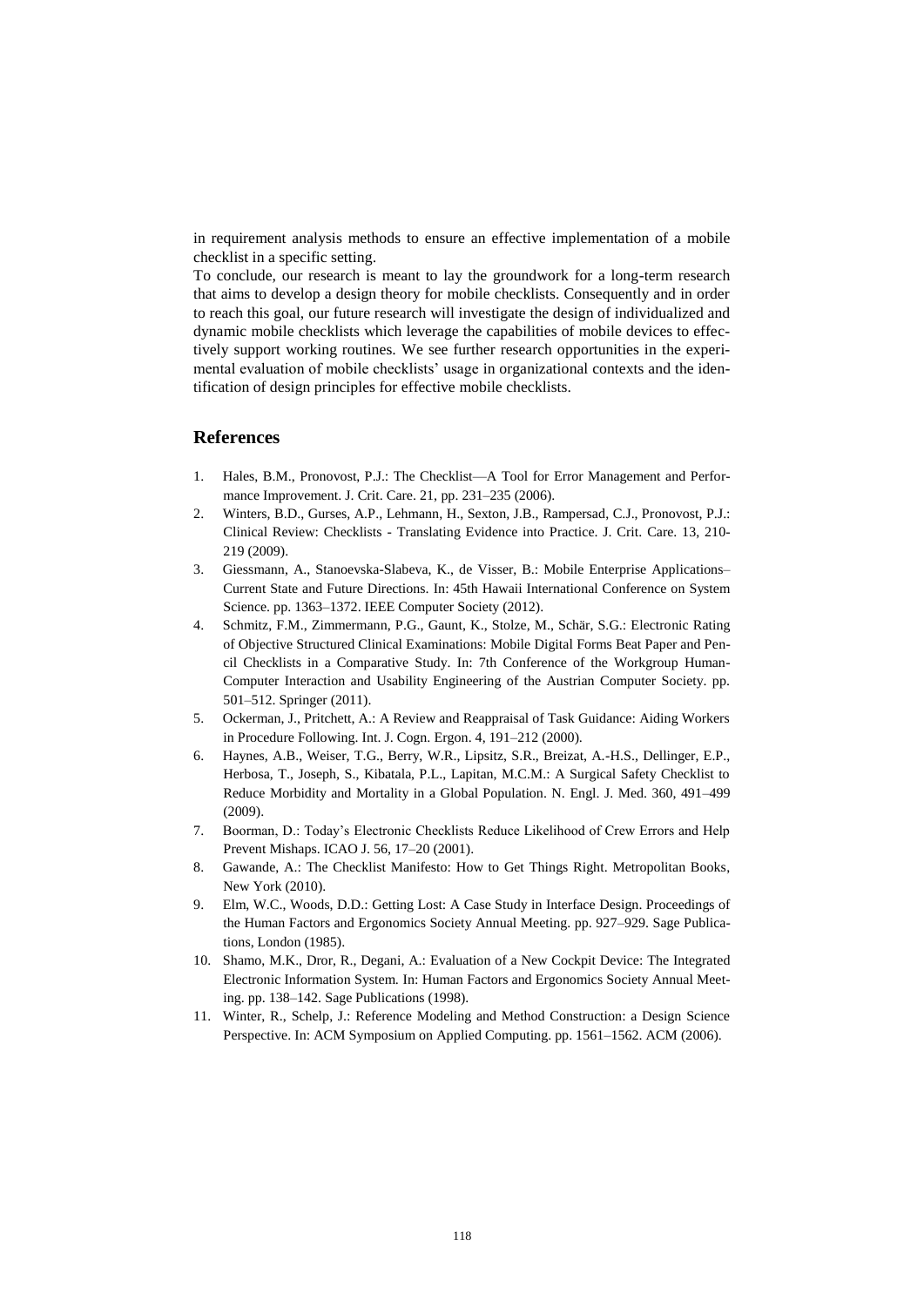in requirement analysis methods to ensure an effective implementation of a mobile checklist in a specific setting.

To conclude, our research is meant to lay the groundwork for a long-term research that aims to develop a design theory for mobile checklists. Consequently and in order to reach this goal, our future research will investigate the design of individualized and dynamic mobile checklists which leverage the capabilities of mobile devices to effectively support working routines. We see further research opportunities in the experimental evaluation of mobile checklists' usage in organizational contexts and the identification of design principles for effective mobile checklists.

## References

1. Hales, B.M., Pronovost, P.J.: The Checklist—A Tool for Error Management and Performance Improvement. J. Crit. Care. 21, pp. 231–235 (2006).
2. Winters, B.D., Gurses, A.P., Lehmann, H., Sexton, J.B., Rampersad, C.J., Pronovost, P.J.: Clinical Review: Checklists - Translating Evidence into Practice. J. Crit. Care. 13, 210-219 (2009).
3. Giessmann, A., Stanoevska-Slabeva, K., de Visser, B.: Mobile Enterprise Applications– Current State and Future Directions. In: 45th Hawaii International Conference on System Science. pp. 1363–1372. IEEE Computer Society (2012).
4. Schmitz, F.M., Zimmermann, P.G., Gaunt, K., Stolze, M., Schär, S.G.: Electronic Rating of Objective Structured Clinical Examinations: Mobile Digital Forms Beat Paper and Pencil Checklists in a Comparative Study. In: 7th Conference of the Workgroup Human-Computer Interaction and Usability Engineering of the Austrian Computer Society. pp. 501–512. Springer (2011).
5. Ockerman, J., Pritchett, A.: A Review and Reappraisal of Task Guidance: Aiding Workers in Procedure Following. Int. J. Cogn. Ergon. 4, 191–212 (2000).
6. Haynes, A.B., Weiser, T.G., Berry, W.R., Lipsitz, S.R., Breizat, A.-H.S., Dellinger, E.P., Herbosa, T., Joseph, S., Kibatala, P.L., Lapitan, M.C.M.: A Surgical Safety Checklist to Reduce Morbidity and Mortality in a Global Population. N. Engl. J. Med. 360, 491–499 (2009).
7. Boorman, D.: Today's Electronic Checklists Reduce Likelihood of Crew Errors and Help Prevent Mishaps. ICAO J. 56, 17–20 (2001).
8. Gawande, A.: The Checklist Manifesto: How to Get Things Right. Metropolitan Books, New York (2010).
9. Elm, W.C., Woods, D.D.: Getting Lost: A Case Study in Interface Design. Proceedings of the Human Factors and Ergonomics Society Annual Meeting. pp. 927–929. Sage Publications, London (1985).
10. Shamo, M.K., Dror, R., Degani, A.: Evaluation of a New Cockpit Device: The Integrated Electronic Information System. In: Human Factors and Ergonomics Society Annual Meeting. pp. 138–142. Sage Publications (1998).
11. Winter, R., Schelp, J.: Reference Modeling and Method Construction: a Design Science Perspective. In: ACM Symposium on Applied Computing. pp. 1561–1562. ACM (2006).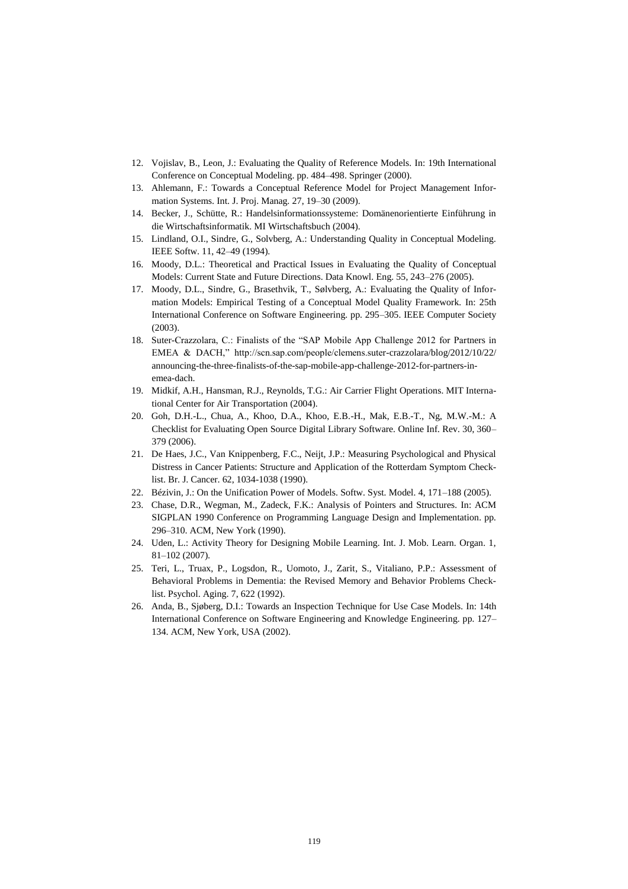12. Vojislav, B., Leon, J.: Evaluating the Quality of Reference Models. In: 19th International Conference on Conceptual Modeling. pp. 484–498. Springer (2000).
13. Ahlemann, F.: Towards a Conceptual Reference Model for Project Management Information Systems. Int. J. Proj. Manag. 27, 19–30 (2009).
14. Becker, J., Schütte, R.: Handelsinformationssysteme: Domänenorientierte Einführung in die Wirtschaftsinformatik. MI Wirtschaftsbuch (2004).
15. Lindland, O.I., Sindre, G., Solvberg, A.: Understanding Quality in Conceptual Modeling. IEEE Softw. 11, 42–49 (1994).
16. Moody, D.L.: Theoretical and Practical Issues in Evaluating the Quality of Conceptual Models: Current State and Future Directions. Data Knowl. Eng. 55, 243–276 (2005).
17. Moody, D.L., Sindre, G., Brasethvik, T., Sølvberg, A.: Evaluating the Quality of Information Models: Empirical Testing of a Conceptual Model Quality Framework. In: 25th International Conference on Software Engineering. pp. 295–305. IEEE Computer Society (2003).
18. Suter-Crazzolara, C.: Finalists of the "SAP Mobile App Challenge 2012 for Partners in EMEA & DACH," http://scn.sap.com/people/clemens.suter-crazzolara/blog/2012/10/22/announcing-the-three-finalists-of-the-sap-mobile-app-challenge-2012-for-partners-in-emea-dach.
19. Midkif, A.H., Hansman, R.J., Reynolds, T.G.: Air Carrier Flight Operations. MIT International Center for Air Transportation (2004).
20. Goh, D.H.-L., Chua, A., Khoo, D.A., Khoo, E.B.-H., Mak, E.B.-T., Ng, M.W.-M.: A Checklist for Evaluating Open Source Digital Library Software. Online Inf. Rev. 30, 360–379 (2006).
21. De Haes, J.C., Van Knippenberg, F.C., Neijt, J.P.: Measuring Psychological and Physical Distress in Cancer Patients: Structure and Application of the Rotterdam Symptom Checklist. Br. J. Cancer. 62, 1034-1038 (1990).
22. Bézivin, J.: On the Unification Power of Models. Softw. Syst. Model. 4, 171–188 (2005).
23. Chase, D.R., Wegman, M., Zadeck, F.K.: Analysis of Pointers and Structures. In: ACM SIGPLAN 1990 Conference on Programming Language Design and Implementation. pp. 296–310. ACM, New York (1990).
24. Uden, L.: Activity Theory for Designing Mobile Learning. Int. J. Mob. Learn. Organ. 1, 81–102 (2007).
25. Teri, L., Truax, P., Logsdon, R., Uomoto, J., Zarit, S., Vitaliano, P.P.: Assessment of Behavioral Problems in Dementia: the Revised Memory and Behavior Problems Checklist. Psychol. Aging. 7, 622 (1992).
26. Anda, B., Sjøberg, D.I.: Towards an Inspection Technique for Use Case Models. In: 14th International Conference on Software Engineering and Knowledge Engineering. pp. 127–134. ACM, New York, USA (2002).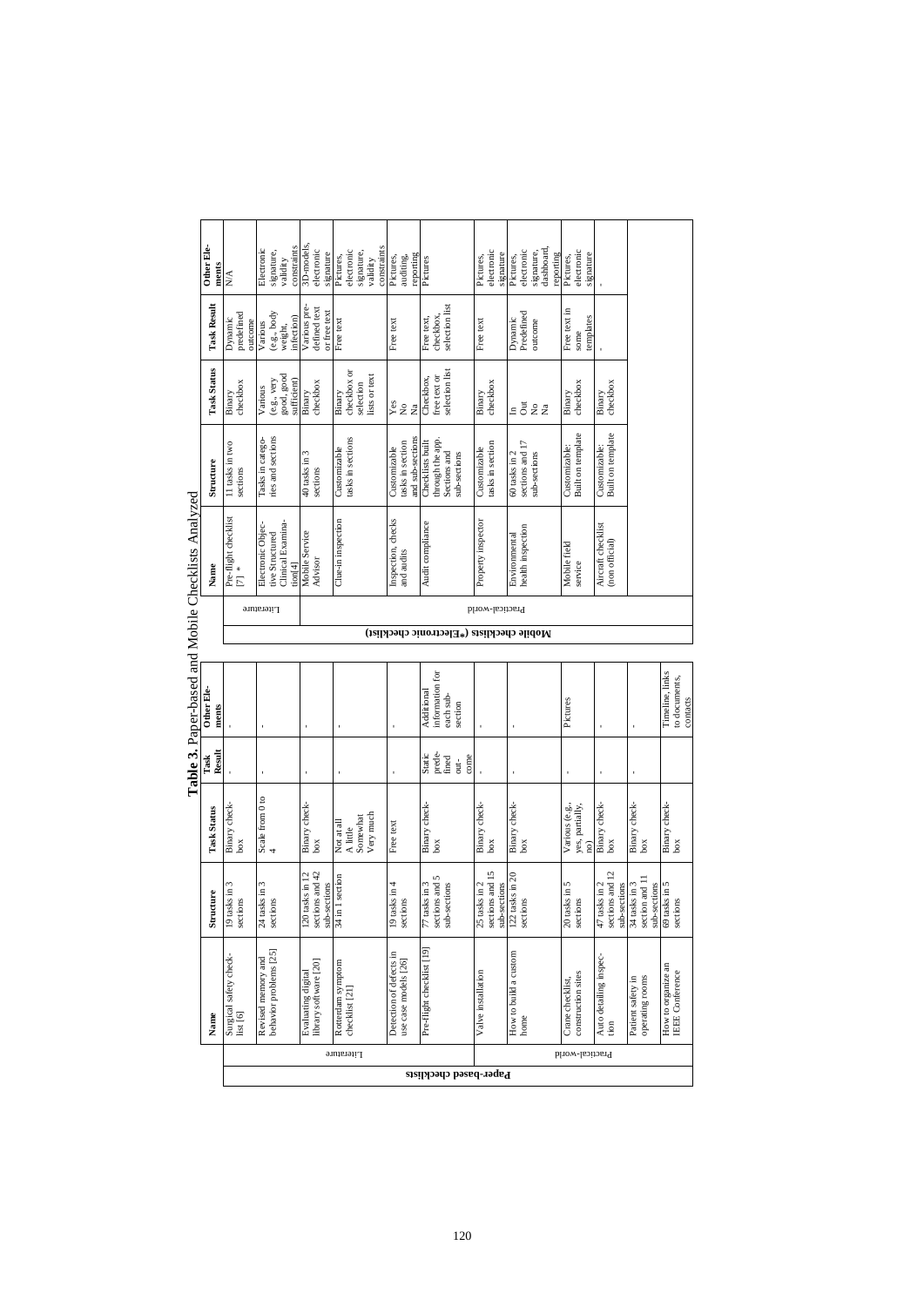**Table 3.** Paper-based and Mobile Checklists Analyzed

| | | Name | Structure | Task Status | Task Result | Other Elements |
|---|---|---|---|---|---|---|
| Paper-based checklists | Literature | Surgical safety checklist [6] | 19 tasks in 3 sections | Binary checkbox | - | - |
| | | Revised memory and behavior problems [25] | 24 tasks in 3 sections | Scale from 0 to 4 | - | - |
| | | Evaluating digital library software [20] | 120 tasks in 12 sections and 42 sub-sections | Binary checkbox | - | - |
| | | Rotterdam symptom checklist [21] | 34 in 1 section | Not at all<br>A little<br>Somewhat<br>Very much | - | - |
| | | Detection of defects in use case models [26] | 19 tasks in 4 sections | Free text | - | - |
| | | Pre-flight checklist [19] | 77 tasks in 3 sections and 5 sub-sections | Binary checkbox | Static predefined outcome | Additional information for each sub-section |
| | Practical-world | Valve installation | 25 tasks in 2 sections and 15 sub-sections | Binary checkbox | - | - |
| | | How to build a custom home | 122 tasks in 20 sections | Binary checkbox | - | - |
| | | Crane checklist, construction sites | 20 tasks in 5 sections | Various (e.g., yes, partially, no) | - | Pictures |
| | | Auto detailing inspection | 47 tasks in 2 sections and 12 sub-sections | Binary checkbox | - | - |
| | | Patient safety in operating rooms | 34 tasks in 3 section and 11 sub-sections | Binary checkbox | - | - |
| | | How to organize an IEEE Conference | 69 tasks in 5 sections | Binary checkbox | - | Timeline, links to documents, contacts |

| | | Name | Structure | Task Status | Task Result | Other Elements |
|---|---|---|---|---|---|---|
| Mobile checklists (*Electronic checklist) | Literature | Pre-flight checklist [7] * | 11 tasks in two sections | Binary checkbox | Dynamic predefined outcome | N/A |
| | | Electronic Objective Structured Clinical Examination[4] | Tasks in categories and sections | Various (e.g., very good, good sufficient) | Various (e.g., body weight, infection) | Electronic signature, validity constraints |
| | Practical-world | Mobile Service Advisor | 40 tasks in 3 sections | Binary checkbox | Various predefined text or free text | 3D-models, electronic signature |
| | | Clue-in inspection | Customizable tasks in sections | Binary checkbox or selection lists or text | Free text | Pictures, electronic signature, validity constraints |
| | | Inspection, checks and audits | Customizable tasks in section and sub-sections | Yes<br>No<br>Na | Free text | Pictures, auditing, reporting |
| | | Audit compliance | Checklists built through the app. Sections and sub-sections | Checkbox, free text or selection list | Free text, checkbox, selection list | Pictures |
| | | Property inspector | Customizable tasks in section | Binary checkbox | Free text | Pictures, electronic signature |
| | | Environmental health inspection | 60 tasks in 2 sections and 17 sub-sections | In<br>Out<br>No<br>Na | Dynamic Predefined outcome | Pictures, electronic signature, dashboard, reporting |
| | | Mobile field service | Customizable: Built on template | Binary checkbox | Free text in some templates | Pictures, electronic signature |
| | | Aircraft checklist (non official) | Customizable: Built on template | Binary checkbox | - | - |